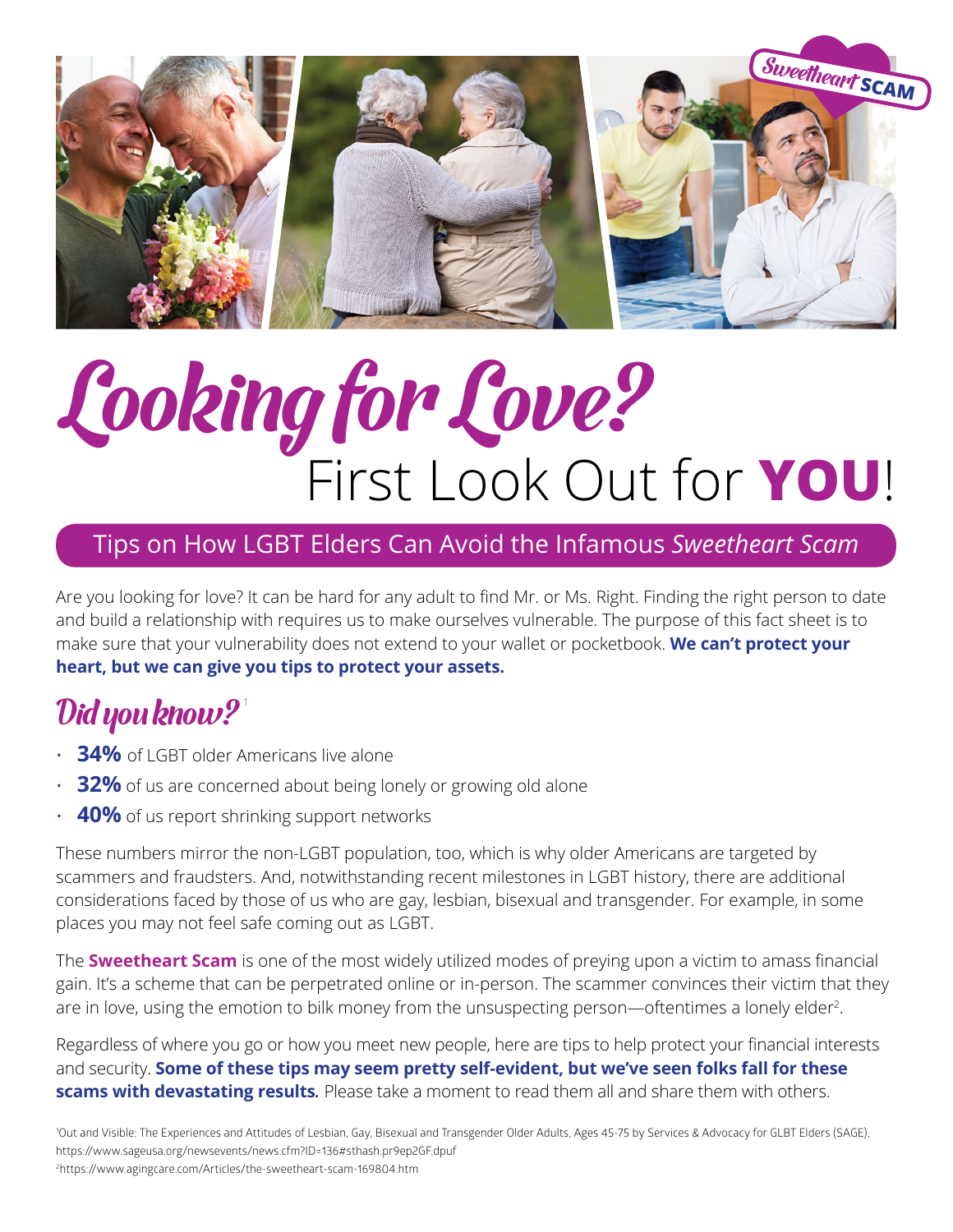Sweetheart SCAM

# Looking for Love? First Look Out for **YOU**!

## Tips on How LGBT Elders Can Avoid the Infamous *Sweetheart Scam*

Are you looking for love? It can be hard for any adult to find Mr. or Ms. Right. Finding the right person to date and build a relationship with requires us to make ourselves vulnerable. The purpose of this fact sheet is to make sure that your vulnerability does not extend to your wallet or pocketbook. **We can't protect your heart, but we can give you tips to protect your assets.**

## Did you know?[1]

- **34%** of LGBT older Americans live alone
- **32%** of us are concerned about being lonely or growing old alone
- **40%** of us report shrinking support networks

These numbers mirror the non-LGBT population, too, which is why older Americans are targeted by scammers and fraudsters. And, notwithstanding recent milestones in LGBT history, there are additional considerations faced by those of us who are gay, lesbian, bisexual and transgender. For example, in some places you may not feel safe coming out as LGBT.

The **Sweetheart Scam** is one of the most widely utilized modes of preying upon a victim to amass financial gain. It's a scheme that can be perpetrated online or in-person. The scammer convinces their victim that they are in love, using the emotion to bilk money from the unsuspecting person—oftentimes a lonely elder[2].

Regardless of where you go or how you meet new people, here are tips to help protect your financial interests and security. ***Some of these tips may seem pretty self-evident, but we've seen folks fall for these scams with devastating results.*** Please take a moment to read them all and share them with others.

[1]Out and Visible: The Experiences and Attitudes of Lesbian, Gay, Bisexual and Transgender Older Adults, Ages 45-75 by Services & Advocacy for GLBT Elders (SAGE), https://www.sageusa.org/newsevents/news.cfm?ID=136#sthash.pr9ep2GF.dpuf

[2]https://www.agingcare.com/Articles/the-sweetheart-scam-169804.htm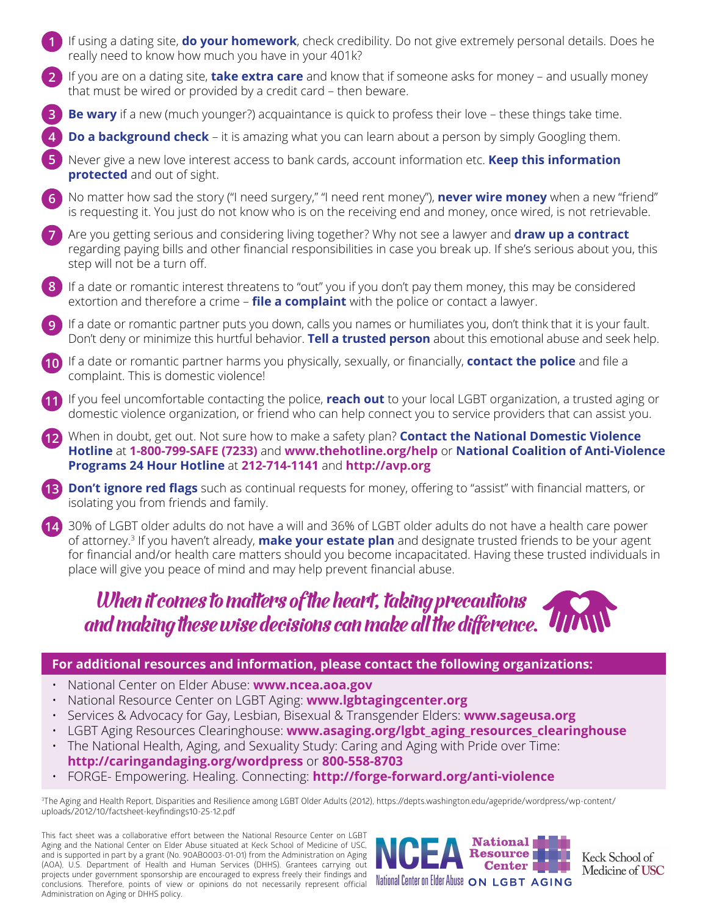1. If using a dating site, **do your homework**, check credibility. Do not give extremely personal details. Does he really need to know how much you have in your 401k?
2. If you are on a dating site, **take extra care** and know that if someone asks for money – and usually money that must be wired or provided by a credit card – then beware.
3. **Be wary** if a new (much younger?) acquaintance is quick to profess their love – these things take time.
4. **Do a background check** – it is amazing what you can learn about a person by simply Googling them.
5. Never give a new love interest access to bank cards, account information etc. **Keep this information protected** and out of sight.
6. No matter how sad the story ("I need surgery," "I need rent money"), **never wire money** when a new "friend" is requesting it. You just do not know who is on the receiving end and money, once wired, is not retrievable.
7. Are you getting serious and considering living together? Why not see a lawyer and **draw up a contract** regarding paying bills and other financial responsibilities in case you break up. If she's serious about you, this step will not be a turn off.
8. If a date or romantic interest threatens to "out" you if you don't pay them money, this may be considered extortion and therefore a crime – **file a complaint** with the police or contact a lawyer.
9. If a date or romantic partner puts you down, calls you names or humiliates you, don't think that it is your fault. Don't deny or minimize this hurtful behavior. **Tell a trusted person** about this emotional abuse and seek help.
10. If a date or romantic partner harms you physically, sexually, or financially, **contact the police** and file a complaint. This is domestic violence!
11. If you feel uncomfortable contacting the police, **reach out** to your local LGBT organization, a trusted aging or domestic violence organization, or friend who can help connect you to service providers that can assist you.
12. When in doubt, get out. Not sure how to make a safety plan? **Contact the National Domestic Violence Hotline** at **1-800-799-SAFE (7233)** and **www.thehotline.org/help** or **National Coalition of Anti-Violence Programs 24 Hour Hotline** at **212-714-1141** and **http://avp.org**
13. **Don't ignore red flags** such as continual requests for money, offering to "assist" with financial matters, or isolating you from friends and family.
14. 30% of LGBT older adults do not have a will and 36% of LGBT older adults do not have a health care power of attorney.[3] If you haven't already, **make your estate plan** and designate trusted friends to be your agent for financial and/or health care matters should you become incapacitated. Having these trusted individuals in place will give you peace of mind and may help prevent financial abuse.

*When it comes to matters of the heart, taking precautions and making these wise decisions can make all the difference.*

## For additional resources and information, please contact the following organizations:

- National Center on Elder Abuse: **www.ncea.aoa.gov**
- National Resource Center on LGBT Aging: **www.lgbtagingcenter.org**
- Services & Advocacy for Gay, Lesbian, Bisexual & Transgender Elders: **www.sageusa.org**
- LGBT Aging Resources Clearinghouse: **www.asaging.org/lgbt_aging_resources_clearinghouse**
- The National Health, Aging, and Sexuality Study: Caring and Aging with Pride over Time: **http://caringandaging.org/wordpress** or **800-558-8703**
- FORGE- Empowering. Healing. Connecting: **http://forge-forward.org/anti-violence**

[3]The Aging and Health Report, Disparities and Resilience among LGBT Older Adults (2012), https://depts.washington.edu/agepride/wordpress/wp-content/uploads/2012/10/factsheet-keyfindings10-25-12.pdf

This fact sheet was a collaborative effort between the National Resource Center on LGBT Aging and the National Center on Elder Abuse situated at Keck School of Medicine of USC, and is supported in part by a grant (No. 90AB0003-01-01) from the Administration on Aging (AOA), U.S. Department of Health and Human Services (DHHS). Grantees carrying out projects under government sponsorship are encouraged to express freely their findings and conclusions. Therefore, points of view or opinions do not necessarily represent official Administration on Aging or DHHS policy.

NCEA National Center on Elder Abuse | National Resource Center ON LGBT AGING | Keck School of Medicine of USC